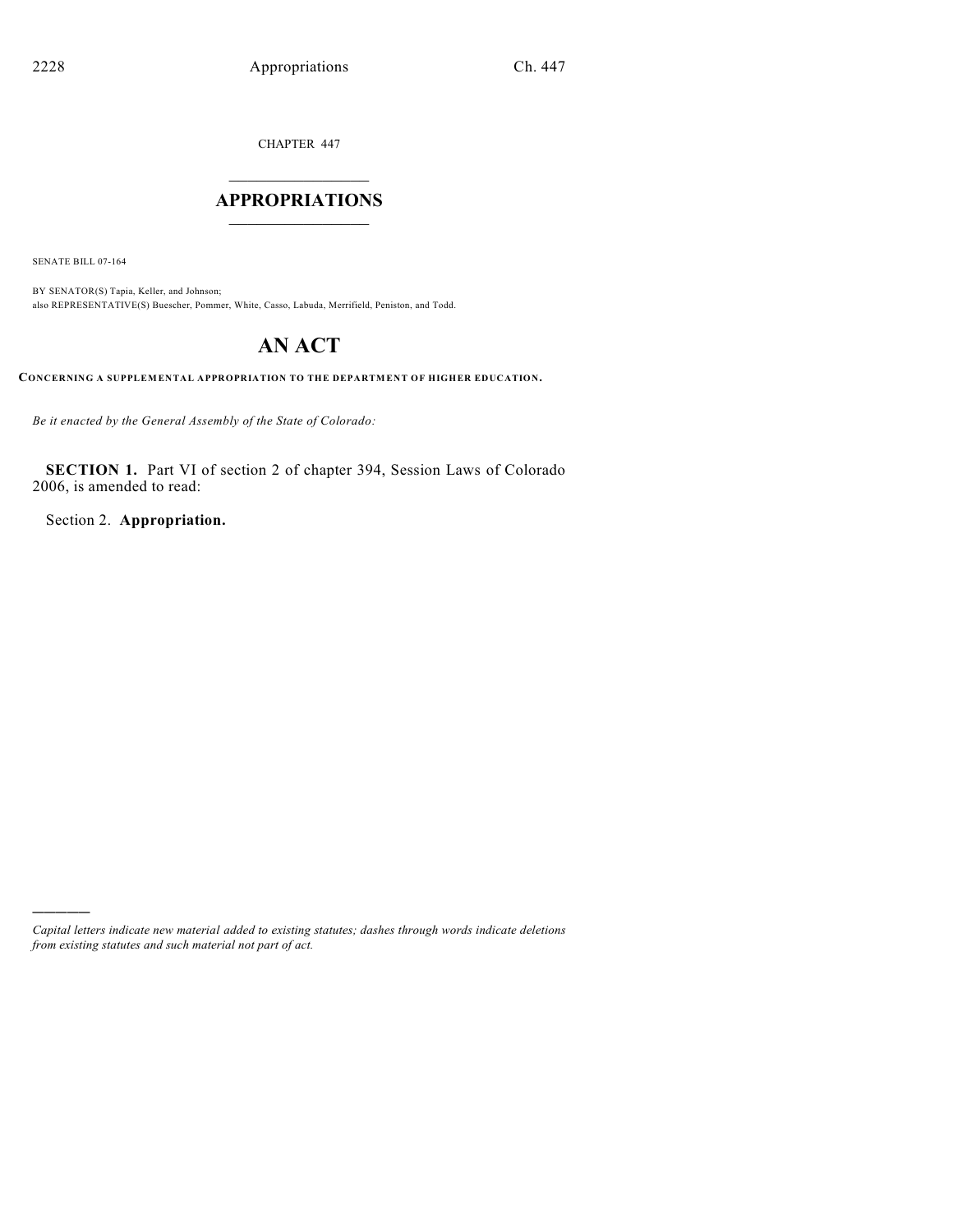CHAPTER 447

# APPROPRIATIONS

SENATE BILL 07-164

BY SENATOR(S) Tapia, Keller, and Johnson;
also REPRESENTATIVE(S) Buescher, Pommer, White, Casso, Labuda, Merrifield, Peniston, and Todd.

# AN ACT

**CONCERNING A SUPPLEMENTAL APPROPRIATION TO THE DEPARTMENT OF HIGHER EDUCATION.**

*Be it enacted by the General Assembly of the State of Colorado:*

**SECTION 1.** Part VI of section 2 of chapter 394, Session Laws of Colorado 2006, is amended to read:

Section 2. **Appropriation.**

*Capital letters indicate new material added to existing statutes; dashes through words indicate deletions from existing statutes and such material not part of act.*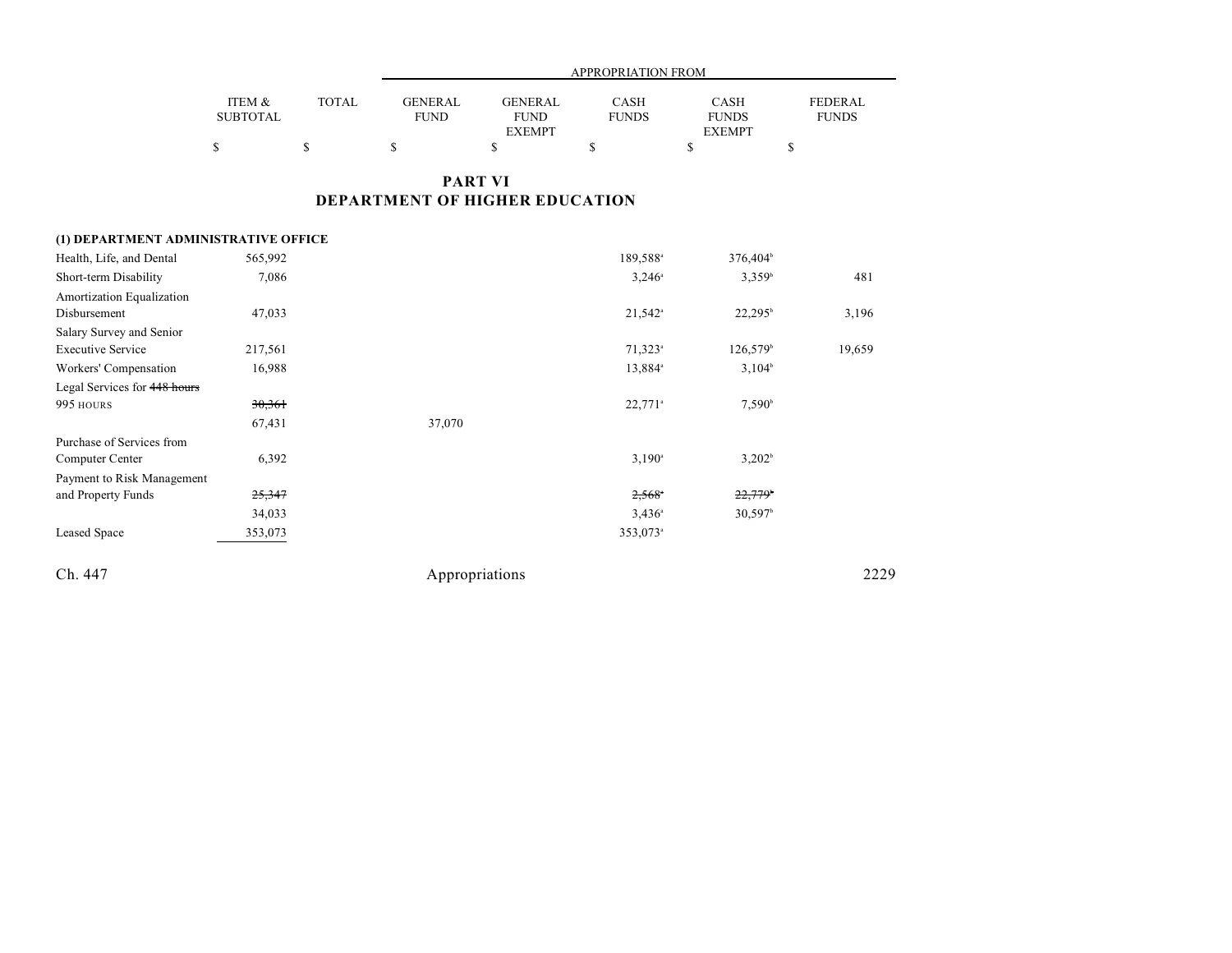| | ITEM & SUBTOTAL | TOTAL | GENERAL FUND | GENERAL FUND EXEMPT | CASH FUNDS | CASH FUNDS EXEMPT | FEDERAL FUNDS |
|---|---|---|---|---|---|---|---|
| | | | APPROPRIATION FROM | | | | |
| | $ | $ | $ | $ | $ | $ | $ |

## PART VI
## DEPARTMENT OF HIGHER EDUCATION

**(1) DEPARTMENT ADMINISTRATIVE OFFICE**

| | ITEM & SUBTOTAL | TOTAL | GENERAL FUND | GENERAL FUND EXEMPT | CASH FUNDS | CASH FUNDS EXEMPT | FEDERAL FUNDS |
|---|---|---|---|---|---|---|---|
| Health, Life, and Dental | 565,992 | | | | 189,588[a] | 376,404[b] | |
| Short-term Disability | 7,086 | | | | 3,246[a] | 3,359[b] | 481 |
| Amortization Equalization Disbursement | 47,033 | | | | 21,542[a] | 22,295[b] | 3,196 |
| Salary Survey and Senior Executive Service | 217,561 | | | | 71,323[a] | 126,579[b] | 19,659 |
| Workers' Compensation | 16,988 | | | | 13,884[a] | 3,104[b] | |
| Legal Services for ~~448 hours~~ 995 HOURS | ~~30,361~~ | | | | 22,771[a] | 7,590[b] | |
| | 67,431 | | 37,070 | | | | |
| Purchase of Services from Computer Center | 6,392 | | | | 3,190[a] | 3,202[b] | |
| Payment to Risk Management and Property Funds | ~~25,347~~ | | | | ~~2,568[a]~~ | ~~22,779[b]~~ | |
| | 34,033 | | | | 3,436[a] | 30,597[b] | |
| Leased Space | 353,073 | | | | 353,073[a] | | |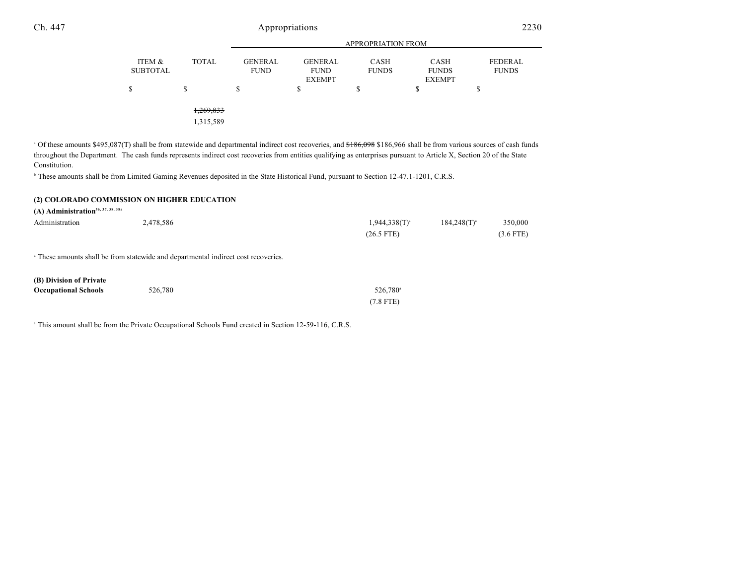| | ITEM & SUBTOTAL | TOTAL | GENERAL FUND | GENERAL FUND EXEMPT | CASH FUNDS | CASH FUNDS EXEMPT | FEDERAL FUNDS |
|---|---|---|---|---|---|---|---|
| | | | APPROPRIATION FROM | | | | |
| | $ | $ | $ | $ | $ | $ | $ |
| | | ~~1,269,833~~ 1,315,589 | | | | | |

[a] Of these amounts $495,087(T) shall be from statewide and departmental indirect cost recoveries, and ~~$186,098~~ $186,966 shall be from various sources of cash funds throughout the Department. The cash funds represents indirect cost recoveries from entities qualifying as enterprises pursuant to Article X, Section 20 of the State Constitution.

[b] These amounts shall be from Limited Gaming Revenues deposited in the State Historical Fund, pursuant to Section 12-47.1-1201, C.R.S.

**(2) COLORADO COMMISSION ON HIGHER EDUCATION**

**(A) Administration**[36, 37, 38, 38a]

| | ITEM & SUBTOTAL | TOTAL | GENERAL FUND | GENERAL FUND EXEMPT | CASH FUNDS | CASH FUNDS EXEMPT | FEDERAL FUNDS |
|---|---|---|---|---|---|---|---|
| Administration | 2,478,586 | | | | 1,944,338(T)[a] (26.5 FTE) | 184,248(T)[a] | 350,000 (3.6 FTE) |

[a] These amounts shall be from statewide and departmental indirect cost recoveries.

| | ITEM & SUBTOTAL | TOTAL | GENERAL FUND | GENERAL FUND EXEMPT | CASH FUNDS | CASH FUNDS EXEMPT | FEDERAL FUNDS |
|---|---|---|---|---|---|---|---|
| **(B) Division of Private Occupational Schools** | 526,780 | | | | 526,780[a] (7.8 FTE) | | |

[a] This amount shall be from the Private Occupational Schools Fund created in Section 12-59-116, C.R.S.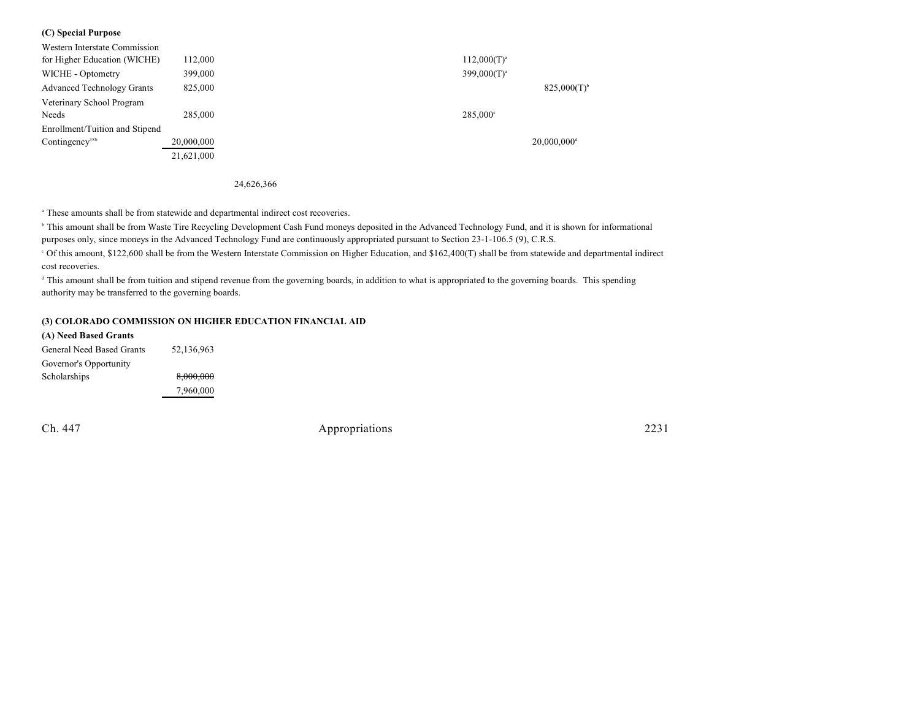**(C) Special Purpose**

| | | | | | | |
|---|---|---|---|---|---|---|
| Western Interstate Commission for Higher Education (WICHE) | 112,000 | | | 112,000(T)[a] | | |
| WICHE - Optometry | 399,000 | | | 399,000(T)[a] | | |
| Advanced Technology Grants | 825,000 | | | | 825,000(T)[b] | |
| Veterinary School Program Needs | 285,000 | | | 285,000[c] | | |
| Enrollment/Tuition and Stipend Contingency[18b] | 20,000,000 | | | | 20,000,000[d] | |
| | 21,621,000 | | | | | |
| | | 24,626,366 | | | | |

[a] These amounts shall be from statewide and departmental indirect cost recoveries.

[b] This amount shall be from Waste Tire Recycling Development Cash Fund moneys deposited in the Advanced Technology Fund, and it is shown for informational purposes only, since moneys in the Advanced Technology Fund are continuously appropriated pursuant to Section 23-1-106.5 (9), C.R.S.

[c] Of this amount, $122,600 shall be from the Western Interstate Commission on Higher Education, and $162,400(T) shall be from statewide and departmental indirect cost recoveries.

[d] This amount shall be from tuition and stipend revenue from the governing boards, in addition to what is appropriated to the governing boards. This spending authority may be transferred to the governing boards.

**(3) COLORADO COMMISSION ON HIGHER EDUCATION FINANCIAL AID**

**(A) Need Based Grants**

| | |
|---|---|
| General Need Based Grants | 52,136,963 |
| Governor's Opportunity Scholarships | ~~8,000,000~~ 7,960,000 |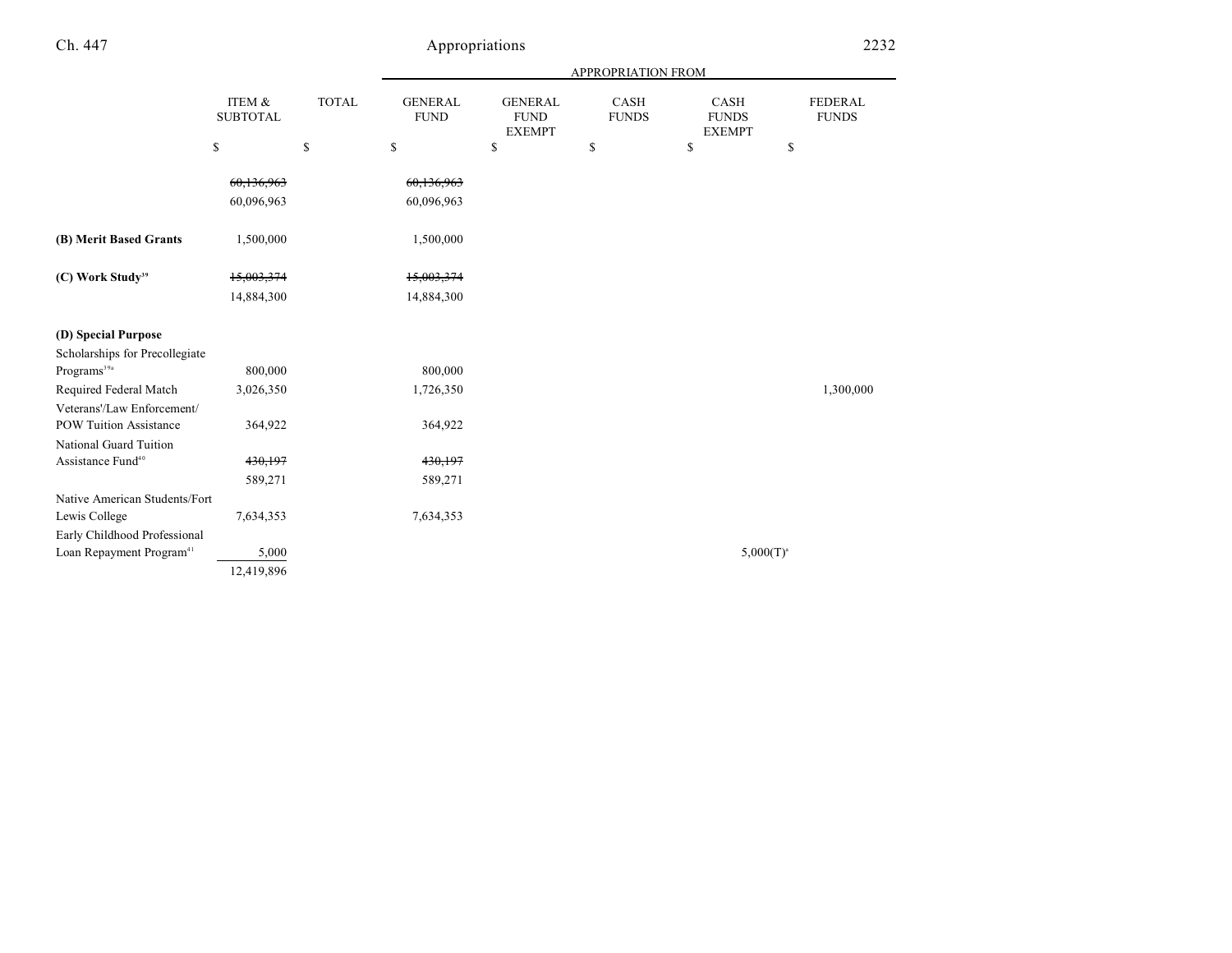| | ITEM & SUBTOTAL | TOTAL | GENERAL FUND | GENERAL FUND EXEMPT | CASH FUNDS | CASH FUNDS EXEMPT | FEDERAL FUNDS |
|---|---|---|---|---|---|---|---|
| | | | APPROPRIATION FROM | | | | |
| | $ | $ | $ | $ | $ | $ | $ |
| | ~~60,136,963~~ | | ~~60,136,963~~ | | | | |
| | 60,096,963 | | 60,096,963 | | | | |
| **(B) Merit Based Grants** | 1,500,000 | | 1,500,000 | | | | |
| **(C) Work Study**[39] | ~~15,003,374~~ | | ~~15,003,374~~ | | | | |
| | 14,884,300 | | 14,884,300 | | | | |
| **(D) Special Purpose** | | | | | | | |
| Scholarships for Precollegiate Programs[39a] | 800,000 | | 800,000 | | | | |
| Required Federal Match | 3,026,350 | | 1,726,350 | | | | 1,300,000 |
| Veterans'/Law Enforcement/ POW Tuition Assistance | 364,922 | | 364,922 | | | | |
| National Guard Tuition Assistance Fund[40] | ~~430,197~~ | | ~~430,197~~ | | | | |
| | 589,271 | | 589,271 | | | | |
| Native American Students/Fort Lewis College | 7,634,353 | | 7,634,353 | | | | |
| Early Childhood Professional Loan Repayment Program[41] | 5,000 | | | | | 5,000(T)[a] | |
| | 12,419,896 | | | | | | |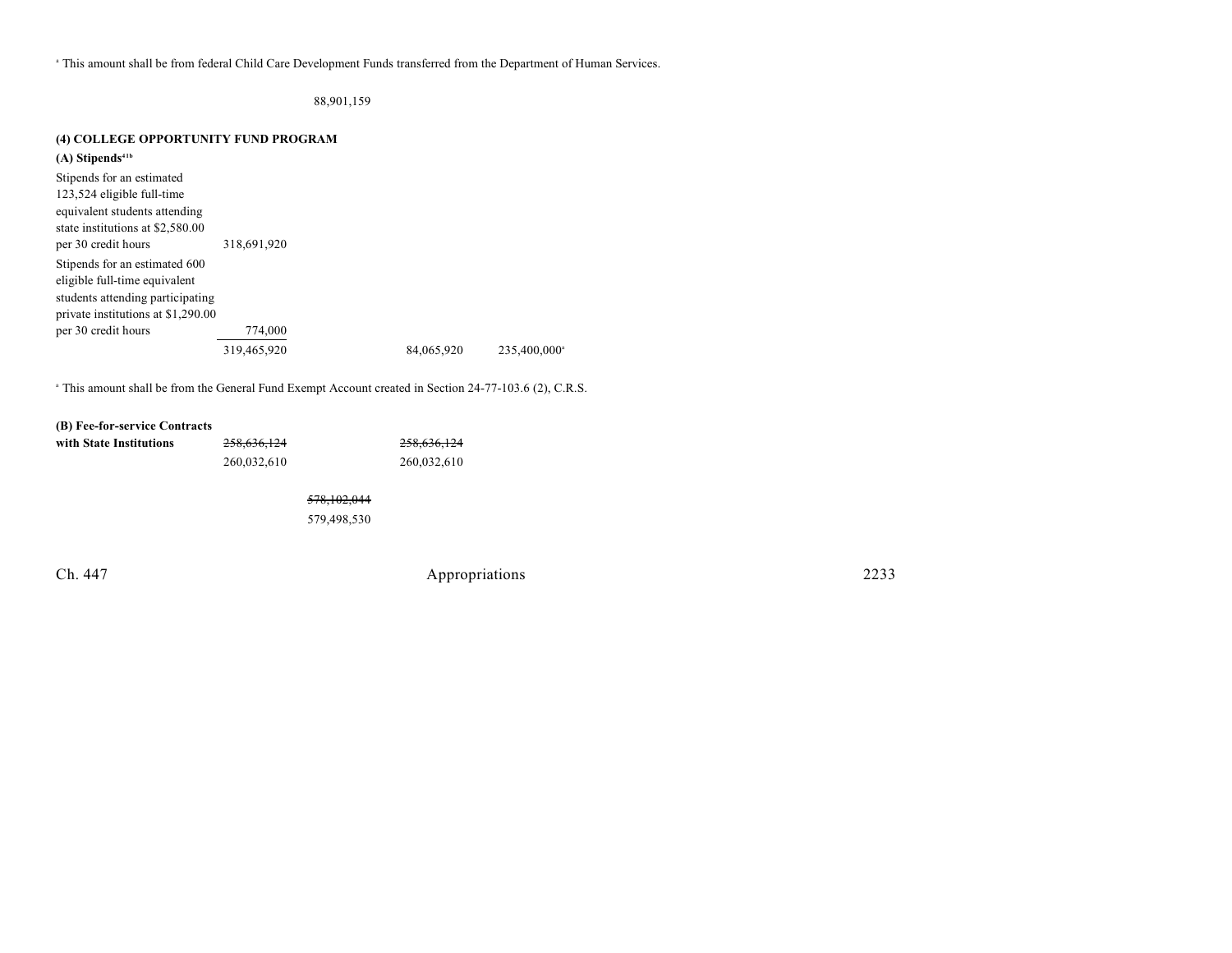[a] This amount shall be from federal Child Care Development Funds transferred from the Department of Human Services.

88,901,159

**(4) COLLEGE OPPORTUNITY FUND PROGRAM**

**(A) Stipends**[41b]

| | | | | |
|---|---|---|---|---|
| Stipends for an estimated 123,524 eligible full-time equivalent students attending state institutions at $2,580.00 per 30 credit hours | 318,691,920 | | | |
| Stipends for an estimated 600 eligible full-time equivalent students attending participating private institutions at $1,290.00 per 30 credit hours | 774,000 | | | |
| | 319,465,920 | | 84,065,920 | 235,400,000[a] |

[a] This amount shall be from the General Fund Exempt Account created in Section 24-77-103.6 (2), C.R.S.

| | | | |
|---|---|---|---|
| **(B) Fee-for-service Contracts with State Institutions** | ~~258,636,124~~ | | ~~258,636,124~~ |
| | 260,032,610 | | 260,032,610 |

~~578,102,044~~

579,498,530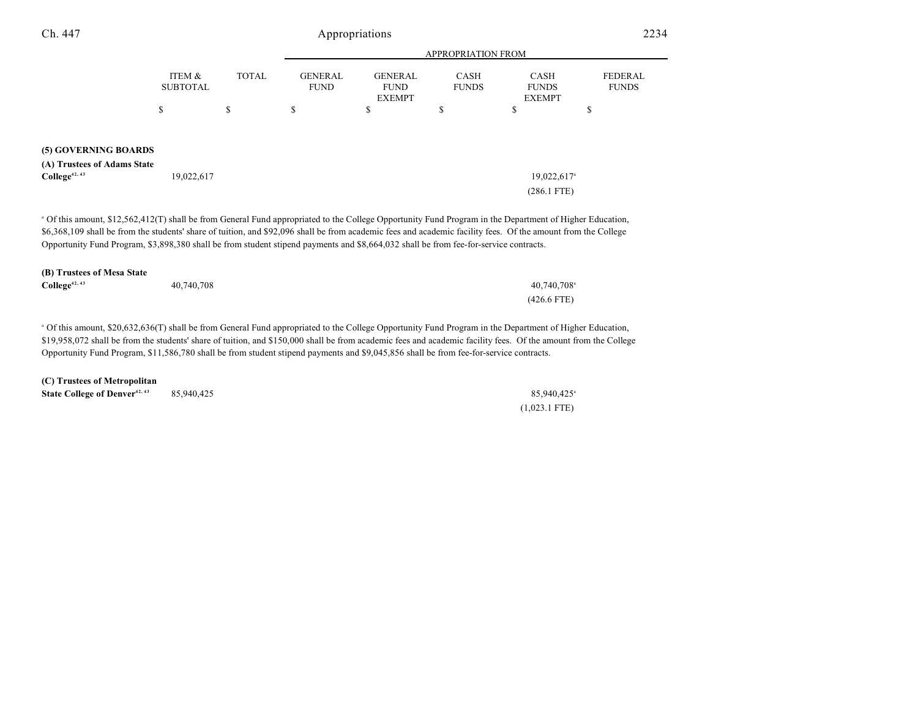| | ITEM & SUBTOTAL | TOTAL | GENERAL FUND | GENERAL FUND EXEMPT | CASH FUNDS | CASH FUNDS EXEMPT | FEDERAL FUNDS |
|---|---|---|---|---|---|---|---|
| | | | APPROPRIATION FROM | | | | |
| | $ | $ | $ | $ | $ | $ | $ |
| **(5) GOVERNING BOARDS** | | | | | | | |
| **(A) Trustees of Adams State College**[42, 43] | 19,022,617 | | | | | 19,022,617[a] | |
| | | | | | | (286.1 FTE) | |

[a] Of this amount, $12,562,412(T) shall be from General Fund appropriated to the College Opportunity Fund Program in the Department of Higher Education, $6,368,109 shall be from the students' share of tuition, and $92,096 shall be from academic fees and academic facility fees. Of the amount from the College Opportunity Fund Program, $3,898,380 shall be from student stipend payments and $8,664,032 shall be from fee-for-service contracts.

| | ITEM & SUBTOTAL | TOTAL | GENERAL FUND | GENERAL FUND EXEMPT | CASH FUNDS | CASH FUNDS EXEMPT | FEDERAL FUNDS |
|---|---|---|---|---|---|---|---|
| **(B) Trustees of Mesa State College**[42, 43] | 40,740,708 | | | | | 40,740,708[a] | |
| | | | | | | (426.6 FTE) | |

[a] Of this amount, $20,632,636(T) shall be from General Fund appropriated to the College Opportunity Fund Program in the Department of Higher Education, $19,958,072 shall be from the students' share of tuition, and $150,000 shall be from academic fees and academic facility fees. Of the amount from the College Opportunity Fund Program, $11,586,780 shall be from student stipend payments and $9,045,856 shall be from fee-for-service contracts.

| | ITEM & SUBTOTAL | TOTAL | GENERAL FUND | GENERAL FUND EXEMPT | CASH FUNDS | CASH FUNDS EXEMPT | FEDERAL FUNDS |
|---|---|---|---|---|---|---|---|
| **(C) Trustees of Metropolitan State College of Denver**[42, 43] | 85,940,425 | | | | | 85,940,425[a] | |
| | | | | | | (1,023.1 FTE) | |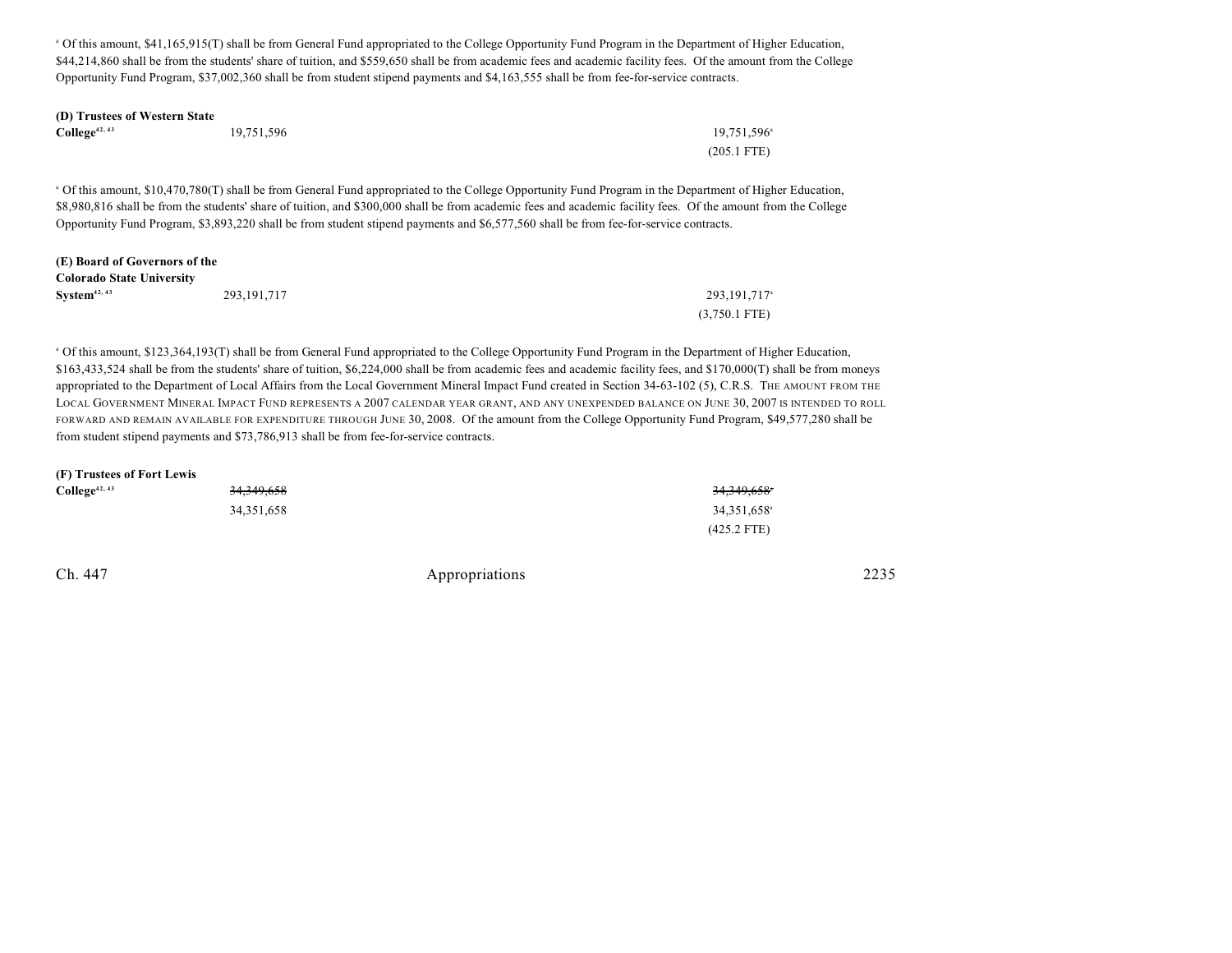[a] Of this amount, $41,165,915(T) shall be from General Fund appropriated to the College Opportunity Fund Program in the Department of Higher Education, $44,214,860 shall be from the students' share of tuition, and $559,650 shall be from academic fees and academic facility fees. Of the amount from the College Opportunity Fund Program, $37,002,360 shall be from student stipend payments and $4,163,555 shall be from fee-for-service contracts.

| | | |
|---|---|---|
| **(D) Trustees of Western State College**[42, 43] | 19,751,596 | 19,751,596[a] |
| | | (205.1 FTE) |

[a] Of this amount, $10,470,780(T) shall be from General Fund appropriated to the College Opportunity Fund Program in the Department of Higher Education, $8,980,816 shall be from the students' share of tuition, and $300,000 shall be from academic fees and academic facility fees. Of the amount from the College Opportunity Fund Program, $3,893,220 shall be from student stipend payments and $6,577,560 shall be from fee-for-service contracts.

| | | |
|---|---|---|
| **(E) Board of Governors of the Colorado State University System**[42, 43] | 293,191,717 | 293,191,717[a] |
| | | (3,750.1 FTE) |

[a] Of this amount, $123,364,193(T) shall be from General Fund appropriated to the College Opportunity Fund Program in the Department of Higher Education, $163,433,524 shall be from the students' share of tuition, $6,224,000 shall be from academic fees and academic facility fees, and $170,000(T) shall be from moneys appropriated to the Department of Local Affairs from the Local Government Mineral Impact Fund created in Section 34-63-102 (5), C.R.S. THE AMOUNT FROM THE LOCAL GOVERNMENT MINERAL IMPACT FUND REPRESENTS A 2007 CALENDAR YEAR GRANT, AND ANY UNEXPENDED BALANCE ON JUNE 30, 2007 IS INTENDED TO ROLL FORWARD AND REMAIN AVAILABLE FOR EXPENDITURE THROUGH JUNE 30, 2008. Of the amount from the College Opportunity Fund Program, $49,577,280 shall be from student stipend payments and $73,786,913 shall be from fee-for-service contracts.

| | | |
|---|---|---|
| **(F) Trustees of Fort Lewis College**[42, 43] | ~~34,349,658~~ | ~~34,349,658~~[a] |
| | 34,351,658 | 34,351,658[a] |
| | | (425.2 FTE) |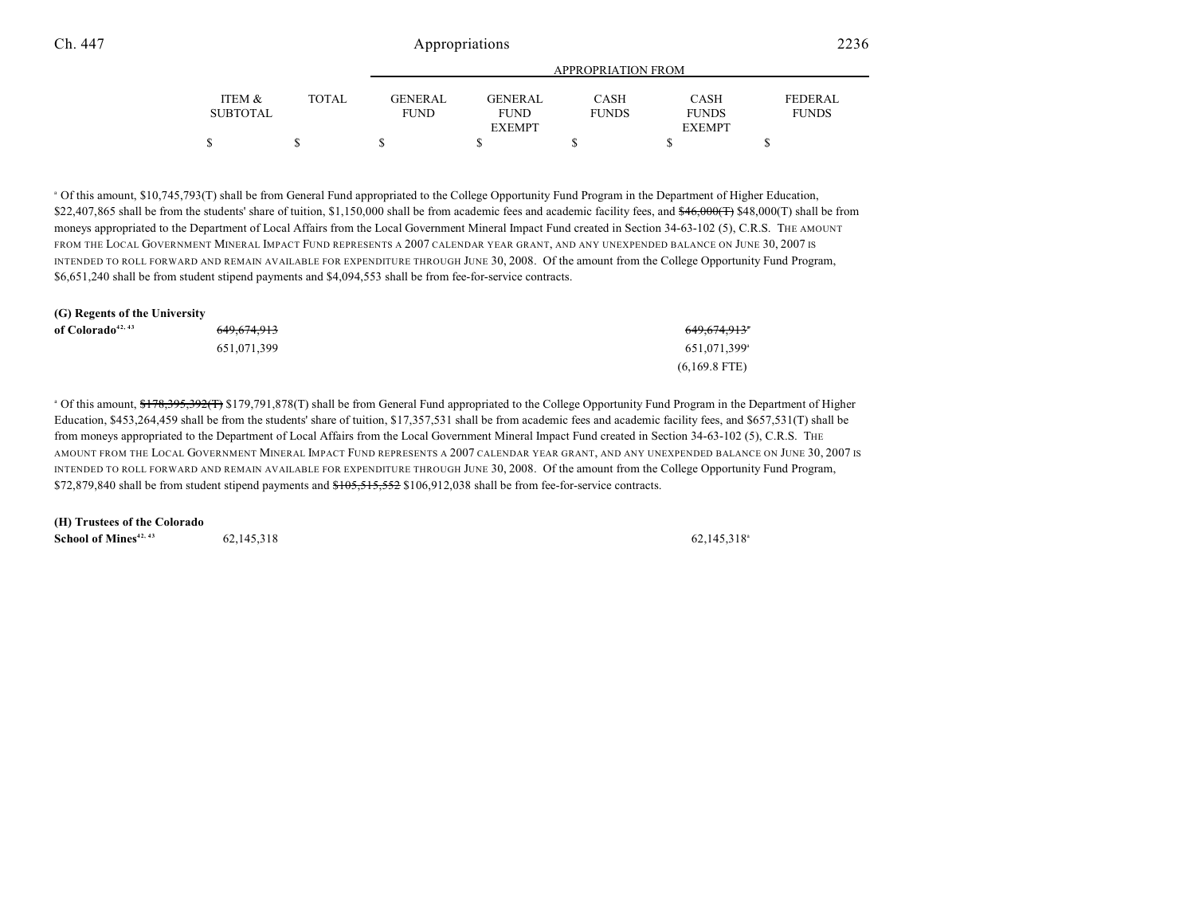| | ITEM & SUBTOTAL | TOTAL | APPROPRIATION FROM GENERAL FUND | GENERAL FUND EXEMPT | CASH FUNDS | CASH FUNDS EXEMPT | FEDERAL FUNDS |
|---|---|---|---|---|---|---|---|
| | $ | $ | $ | $ | $ | $ | $ |

[a] Of this amount, $10,745,793(T) shall be from General Fund appropriated to the College Opportunity Fund Program in the Department of Higher Education, $22,407,865 shall be from the students' share of tuition, $1,150,000 shall be from academic fees and academic facility fees, and ~~$46,000(T)~~ $48,000(T) shall be from moneys appropriated to the Department of Local Affairs from the Local Government Mineral Impact Fund created in Section 34-63-102 (5), C.R.S. THE AMOUNT FROM THE LOCAL GOVERNMENT MINERAL IMPACT FUND REPRESENTS A 2007 CALENDAR YEAR GRANT, AND ANY UNEXPENDED BALANCE ON JUNE 30, 2007 IS INTENDED TO ROLL FORWARD AND REMAIN AVAILABLE FOR EXPENDITURE THROUGH JUNE 30, 2008. Of the amount from the College Opportunity Fund Program, $6,651,240 shall be from student stipend payments and $4,094,553 shall be from fee-for-service contracts.

| | ITEM & SUBTOTAL | TOTAL | GENERAL FUND | GENERAL FUND EXEMPT | CASH FUNDS | CASH FUNDS EXEMPT | FEDERAL FUNDS |
|---|---|---|---|---|---|---|---|
| **(G) Regents of the University of Colorado**[42, 43] | ~~649,674,913~~ 651,071,399 | | | | | ~~649,674,913[a]~~ 651,071,399[a] (6,169.8 FTE) | |

[a] Of this amount, ~~$178,395,392(T)~~ $179,791,878(T) shall be from General Fund appropriated to the College Opportunity Fund Program in the Department of Higher Education, $453,264,459 shall be from the students' share of tuition, $17,357,531 shall be from academic fees and academic facility fees, and $657,531(T) shall be from moneys appropriated to the Department of Local Affairs from the Local Government Mineral Impact Fund created in Section 34-63-102 (5), C.R.S. THE AMOUNT FROM THE LOCAL GOVERNMENT MINERAL IMPACT FUND REPRESENTS A 2007 CALENDAR YEAR GRANT, AND ANY UNEXPENDED BALANCE ON JUNE 30, 2007 IS INTENDED TO ROLL FORWARD AND REMAIN AVAILABLE FOR EXPENDITURE THROUGH JUNE 30, 2008. Of the amount from the College Opportunity Fund Program, $72,879,840 shall be from student stipend payments and ~~$105,515,552~~ $106,912,038 shall be from fee-for-service contracts.

| | ITEM & SUBTOTAL | TOTAL | GENERAL FUND | GENERAL FUND EXEMPT | CASH FUNDS | CASH FUNDS EXEMPT | FEDERAL FUNDS |
|---|---|---|---|---|---|---|---|
| **(H) Trustees of the Colorado School of Mines**[42, 43] | 62,145,318 | | | | | 62,145,318[a] | |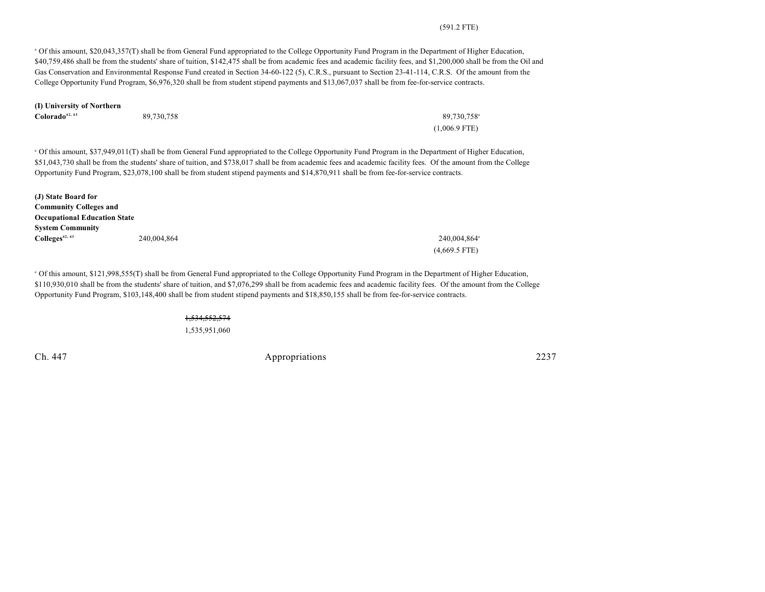(591.2 FTE)

[a] Of this amount, $20,043,357(T) shall be from General Fund appropriated to the College Opportunity Fund Program in the Department of Higher Education, $40,759,486 shall be from the students' share of tuition, $142,475 shall be from academic fees and academic facility fees, and $1,200,000 shall be from the Oil and Gas Conservation and Environmental Response Fund created in Section 34-60-122 (5), C.R.S., pursuant to Section 23-41-114, C.R.S. Of the amount from the College Opportunity Fund Program, $6,976,320 shall be from student stipend payments and $13,067,037 shall be from fee-for-service contracts.

| | | |
|---|---|---|
| **(I) University of Northern Colorado**[42, 43] | 89,730,758 | 89,730,758[a] |
| | | (1,006.9 FTE) |

[a] Of this amount, $37,949,011(T) shall be from General Fund appropriated to the College Opportunity Fund Program in the Department of Higher Education, $51,043,730 shall be from the students' share of tuition, and $738,017 shall be from academic fees and academic facility fees. Of the amount from the College Opportunity Fund Program, $23,078,100 shall be from student stipend payments and $14,870,911 shall be from fee-for-service contracts.

| | | |
|---|---|---|
| **(J) State Board for Community Colleges and Occupational Education State System Community Colleges**[42, 43] | 240,004,864 | 240,004,864[a] |
| | | (4,669.5 FTE) |

[a] Of this amount, $121,998,555(T) shall be from General Fund appropriated to the College Opportunity Fund Program in the Department of Higher Education, $110,930,010 shall be from the students' share of tuition, and $7,076,299 shall be from academic fees and academic facility fees. Of the amount from the College Opportunity Fund Program, $103,148,400 shall be from student stipend payments and $18,850,155 shall be from fee-for-service contracts.

~~1,534,552,574~~

1,535,951,060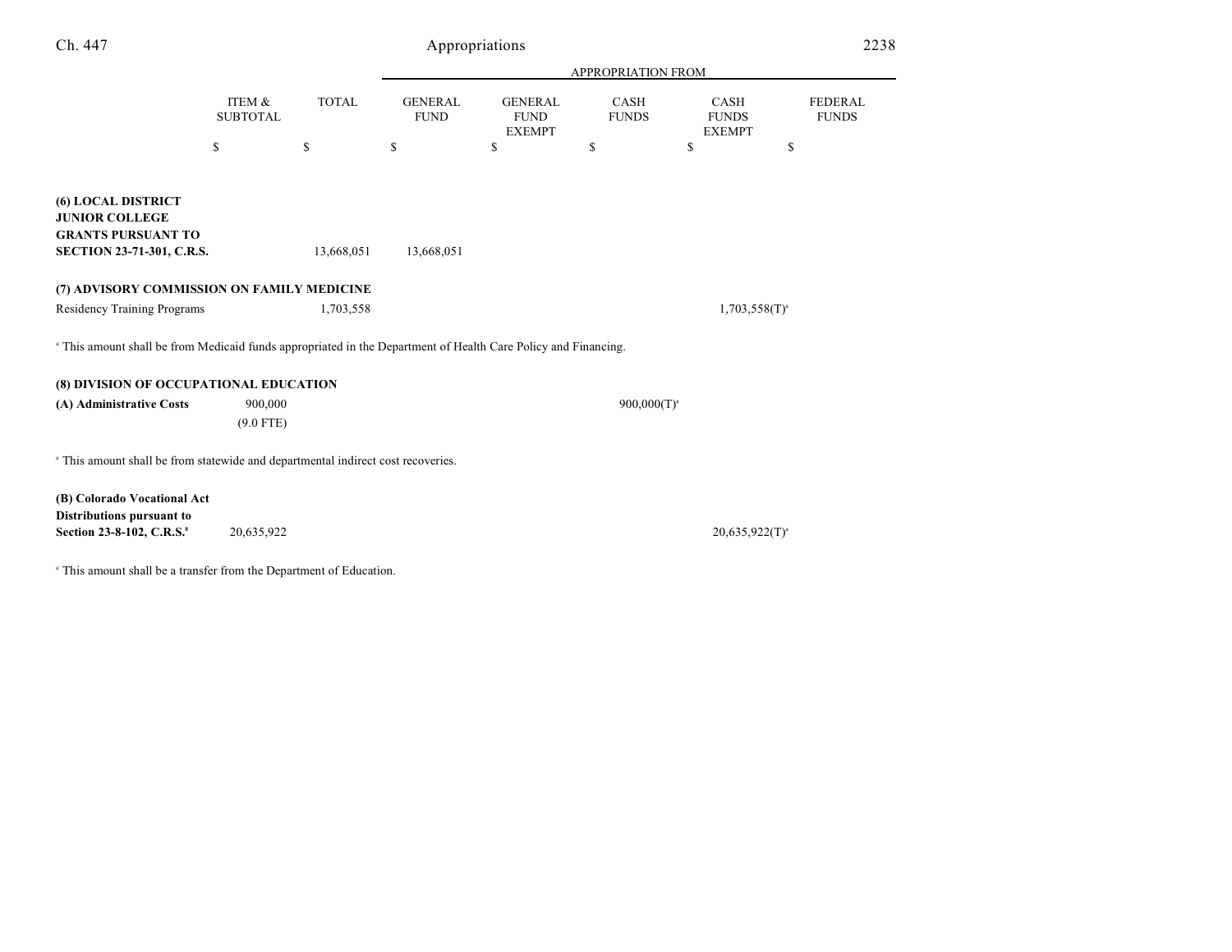| | ITEM & SUBTOTAL | TOTAL | APPROPRIATION FROM GENERAL FUND | GENERAL FUND EXEMPT | CASH FUNDS | CASH FUNDS EXEMPT | FEDERAL FUNDS |
|---|---|---|---|---|---|---|---|
| | $ | $ | $ | $ | $ | $ | $ |
| **(6) LOCAL DISTRICT JUNIOR COLLEGE GRANTS PURSUANT TO SECTION 23-71-301, C.R.S.** | | 13,668,051 | 13,668,051 | | | | |
| **(7) ADVISORY COMMISSION ON FAMILY MEDICINE** | | | | | | | |
| Residency Training Programs | | 1,703,558 | | | | 1,703,558(T)[a] | |

[a] This amount shall be from Medicaid funds appropriated in the Department of Health Care Policy and Financing.

| | ITEM & SUBTOTAL | TOTAL | GENERAL FUND | GENERAL FUND EXEMPT | CASH FUNDS | CASH FUNDS EXEMPT | FEDERAL FUNDS |
|---|---|---|---|---|---|---|---|
| **(8) DIVISION OF OCCUPATIONAL EDUCATION** | | | | | | | |
| **(A) Administrative Costs** | 900,000 | | | | 900,000(T)[a] | | |
| | (9.0 FTE) | | | | | | |

[a] This amount shall be from statewide and departmental indirect cost recoveries.

| | ITEM & SUBTOTAL | TOTAL | GENERAL FUND | GENERAL FUND EXEMPT | CASH FUNDS | CASH FUNDS EXEMPT | FEDERAL FUNDS |
|---|---|---|---|---|---|---|---|
| **(B) Colorado Vocational Act Distributions pursuant to Section 23-8-102, C.R.S.**[8] | 20,635,922 | | | | | 20,635,922(T)[a] | |

[a] This amount shall be a transfer from the Department of Education.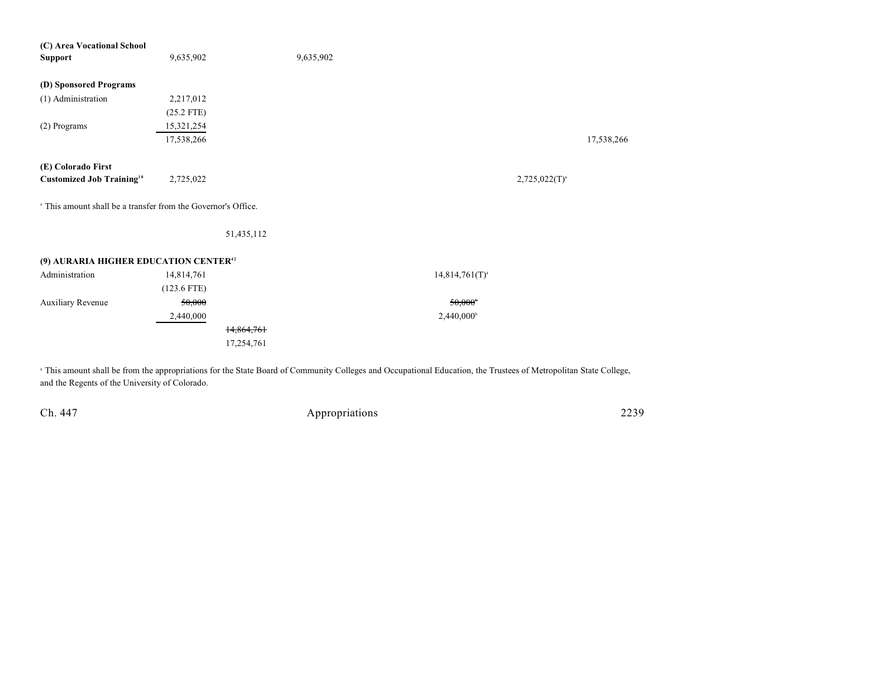| | | | | | | |
|---|---|---|---|---|---|---|
| **(C) Area Vocational School Support** | 9,635,902 | | 9,635,902 | | | |
| **(D) Sponsored Programs** | | | | | | |
| (1) Administration | 2,217,012 | | | | | |
| | (25.2 FTE) | | | | | |
| (2) Programs | 15,321,254 | | | | | |
| | 17,538,266 | | | | | 17,538,266 |
| **(E) Colorado First Customized Job Training**[18] | 2,725,022 | | | | 2,725,022(T)[a] | |

[a] This amount shall be a transfer from the Governor's Office.

| | | | | | | |
|---|---|---|---|---|---|---|
| | | 51,435,112 | | | | |
| **(9) AURARIA HIGHER EDUCATION CENTER**[42] | | | | | | |
| Administration | 14,814,761 | | | 14,814,761(T)[a] | | |
| | (123.6 FTE) | | | | | |
| Auxiliary Revenue | ~~50,000~~ | | | ~~50,000~~[b] | | |
| | 2,440,000 | | | 2,440,000[b] | | |
| | | ~~14,864,761~~ | | | | |
| | | 17,254,761 | | | | |

[a] This amount shall be from the appropriations for the State Board of Community Colleges and Occupational Education, the Trustees of Metropolitan State College, and the Regents of the University of Colorado.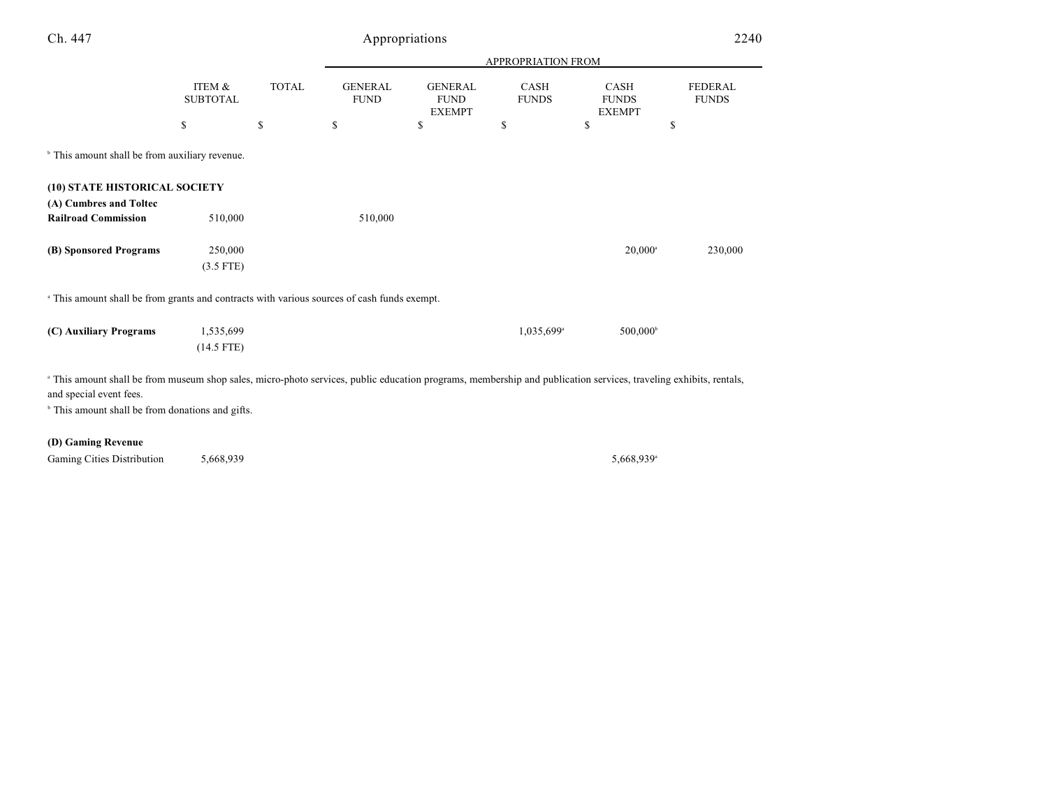|  | ITEM & SUBTOTAL | TOTAL | GENERAL FUND | GENERAL FUND EXEMPT | CASH FUNDS | CASH FUNDS EXEMPT | FEDERAL FUNDS |
|---|---|---|---|---|---|---|---|
|  |  |  | APPROPRIATION FROM |  |  |  |  |
|  | $ | $ | $ | $ | $ | $ | $ |

[b] This amount shall be from auxiliary revenue.

**(10) STATE HISTORICAL SOCIETY**

|  | ITEM & SUBTOTAL | TOTAL | GENERAL FUND | GENERAL FUND EXEMPT | CASH FUNDS | CASH FUNDS EXEMPT | FEDERAL FUNDS |
|---|---|---|---|---|---|---|---|
| **(A) Cumbres and Toltec Railroad Commission** | 510,000 |  | 510,000 |  |  |  |  |
| **(B) Sponsored Programs** | 250,000 (3.5 FTE) |  |  |  |  | 20,000[a] | 230,000 |

[a] This amount shall be from grants and contracts with various sources of cash funds exempt.

|  | ITEM & SUBTOTAL | TOTAL | GENERAL FUND | GENERAL FUND EXEMPT | CASH FUNDS | CASH FUNDS EXEMPT | FEDERAL FUNDS |
|---|---|---|---|---|---|---|---|
| **(C) Auxiliary Programs** | 1,535,699 (14.5 FTE) |  |  |  | 1,035,699[a] | 500,000[b] |  |

[a] This amount shall be from museum shop sales, micro-photo services, public education programs, membership and publication services, traveling exhibits, rentals, and special event fees.

[b] This amount shall be from donations and gifts.

**(D) Gaming Revenue**

|  | ITEM & SUBTOTAL | TOTAL | GENERAL FUND | GENERAL FUND EXEMPT | CASH FUNDS | CASH FUNDS EXEMPT | FEDERAL FUNDS |
|---|---|---|---|---|---|---|---|
| Gaming Cities Distribution | 5,668,939 |  |  |  |  | 5,668,939[a] |  |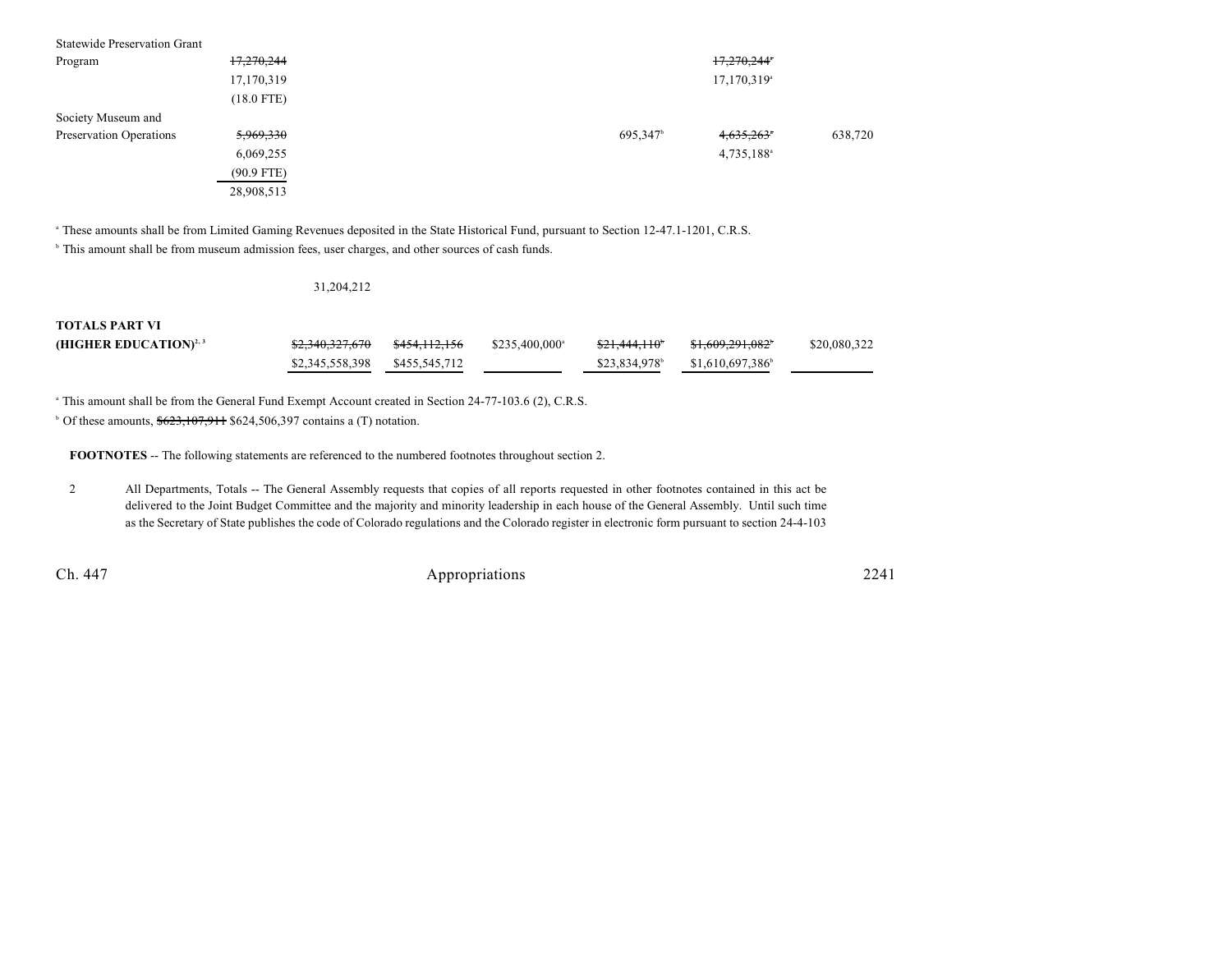| | | | | | | |
|---|---|---|---|---|---|---|
| Statewide Preservation Grant Program | ~~17,270,244~~ 17,170,319 (18.0 FTE) | | | | ~~17,270,244~~[a] 17,170,319[a] | |
| Society Museum and Preservation Operations | ~~5,969,330~~ 6,069,255 (90.9 FTE) | | | 695,347[b] | ~~4,635,263~~[a] 4,735,188[a] | 638,720 |
| | 28,908,513 | | | | | |

[a] These amounts shall be from Limited Gaming Revenues deposited in the State Historical Fund, pursuant to Section 12-47.1-1201, C.R.S.

[b] This amount shall be from museum admission fees, user charges, and other sources of cash funds.

31,204,212

| | | | | | | |
|---|---|---|---|---|---|---|
| **TOTALS PART VI (HIGHER EDUCATION)**[2, 3] | ~~$2,340,327,670~~ $2,345,558,398 | ~~$454,112,156~~ $455,545,712 | $235,400,000[a] | ~~$21,444,110~~[b] $23,834,978[b] | ~~$1,609,291,082~~[b] $1,610,697,386[b] | $20,080,322 |

[a] This amount shall be from the General Fund Exempt Account created in Section 24-77-103.6 (2), C.R.S.

[b] Of these amounts, ~~$623,107,911~~ $624,506,397 contains a (T) notation.

**FOOTNOTES** -- The following statements are referenced to the numbered footnotes throughout section 2.

2 All Departments, Totals -- The General Assembly requests that copies of all reports requested in other footnotes contained in this act be delivered to the Joint Budget Committee and the majority and minority leadership in each house of the General Assembly. Until such time as the Secretary of State publishes the code of Colorado regulations and the Colorado register in electronic form pursuant to section 24-4-103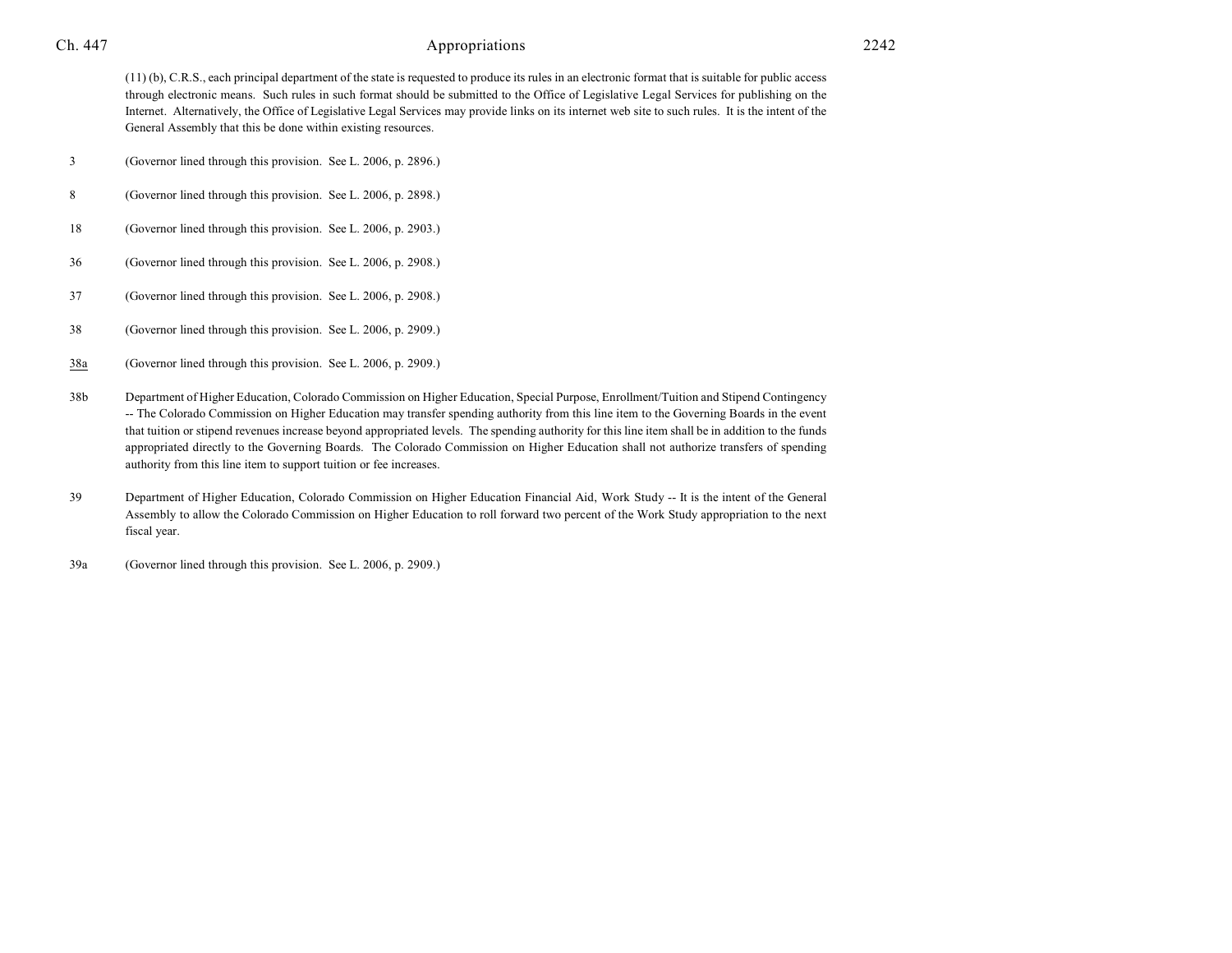(11) (b), C.R.S., each principal department of the state is requested to produce its rules in an electronic format that is suitable for public access through electronic means. Such rules in such format should be submitted to the Office of Legislative Legal Services for publishing on the Internet. Alternatively, the Office of Legislative Legal Services may provide links on its internet web site to such rules. It is the intent of the General Assembly that this be done within existing resources.

3 (Governor lined through this provision. See L. 2006, p. 2896.)

8 (Governor lined through this provision. See L. 2006, p. 2898.)

18 (Governor lined through this provision. See L. 2006, p. 2903.)

36 (Governor lined through this provision. See L. 2006, p. 2908.)

37 (Governor lined through this provision. See L. 2006, p. 2908.)

38 (Governor lined through this provision. See L. 2006, p. 2909.)

38a (Governor lined through this provision. See L. 2006, p. 2909.)

38b Department of Higher Education, Colorado Commission on Higher Education, Special Purpose, Enrollment/Tuition and Stipend Contingency -- The Colorado Commission on Higher Education may transfer spending authority from this line item to the Governing Boards in the event that tuition or stipend revenues increase beyond appropriated levels. The spending authority for this line item shall be in addition to the funds appropriated directly to the Governing Boards. The Colorado Commission on Higher Education shall not authorize transfers of spending authority from this line item to support tuition or fee increases.

39 Department of Higher Education, Colorado Commission on Higher Education Financial Aid, Work Study -- It is the intent of the General Assembly to allow the Colorado Commission on Higher Education to roll forward two percent of the Work Study appropriation to the next fiscal year.

39a (Governor lined through this provision. See L. 2006, p. 2909.)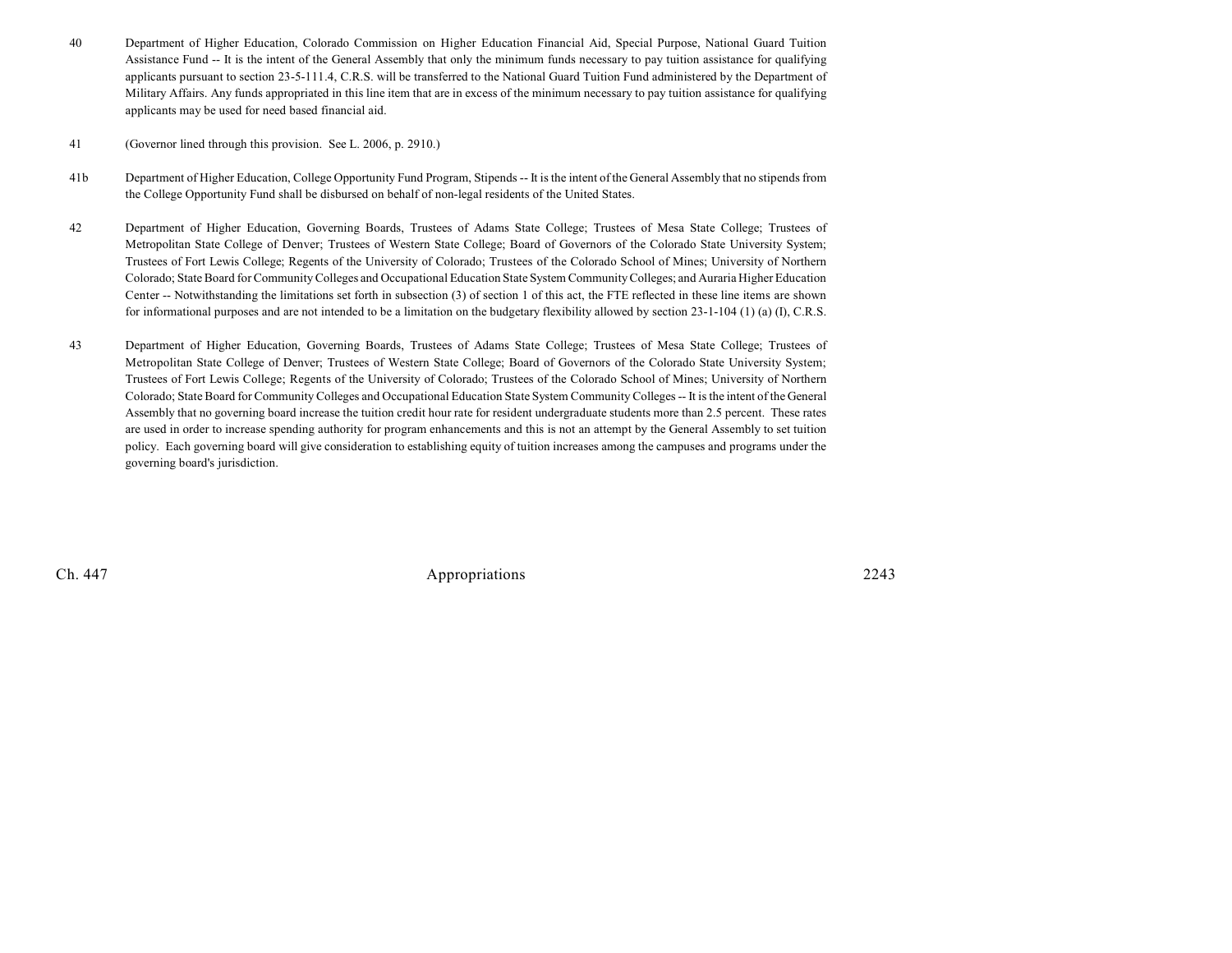40 Department of Higher Education, Colorado Commission on Higher Education Financial Aid, Special Purpose, National Guard Tuition Assistance Fund -- It is the intent of the General Assembly that only the minimum funds necessary to pay tuition assistance for qualifying applicants pursuant to section 23-5-111.4, C.R.S. will be transferred to the National Guard Tuition Fund administered by the Department of Military Affairs. Any funds appropriated in this line item that are in excess of the minimum necessary to pay tuition assistance for qualifying applicants may be used for need based financial aid.

41 (Governor lined through this provision. See L. 2006, p. 2910.)

41b Department of Higher Education, College Opportunity Fund Program, Stipends -- It is the intent of the General Assembly that no stipends from the College Opportunity Fund shall be disbursed on behalf of non-legal residents of the United States.

42 Department of Higher Education, Governing Boards, Trustees of Adams State College; Trustees of Mesa State College; Trustees of Metropolitan State College of Denver; Trustees of Western State College; Board of Governors of the Colorado State University System; Trustees of Fort Lewis College; Regents of the University of Colorado; Trustees of the Colorado School of Mines; University of Northern Colorado; State Board for Community Colleges and Occupational Education State System Community Colleges; and Auraria Higher Education Center -- Notwithstanding the limitations set forth in subsection (3) of section 1 of this act, the FTE reflected in these line items are shown for informational purposes and are not intended to be a limitation on the budgetary flexibility allowed by section 23-1-104 (1) (a) (I), C.R.S.

43 Department of Higher Education, Governing Boards, Trustees of Adams State College; Trustees of Mesa State College; Trustees of Metropolitan State College of Denver; Trustees of Western State College; Board of Governors of the Colorado State University System; Trustees of Fort Lewis College; Regents of the University of Colorado; Trustees of the Colorado School of Mines; University of Northern Colorado; State Board for Community Colleges and Occupational Education State System Community Colleges -- It is the intent of the General Assembly that no governing board increase the tuition credit hour rate for resident undergraduate students more than 2.5 percent. These rates are used in order to increase spending authority for program enhancements and this is not an attempt by the General Assembly to set tuition policy. Each governing board will give consideration to establishing equity of tuition increases among the campuses and programs under the governing board's jurisdiction.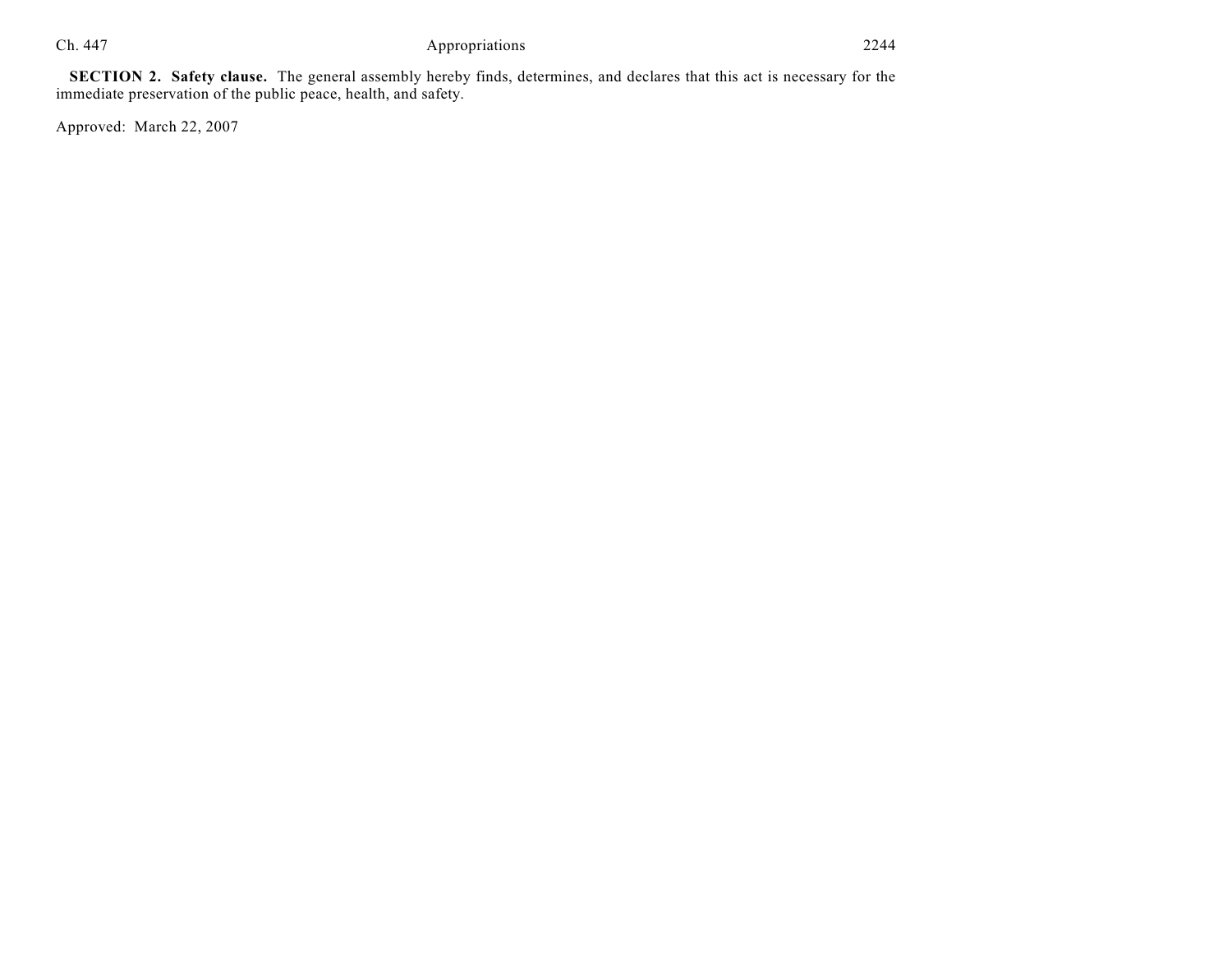**SECTION 2. Safety clause.** The general assembly hereby finds, determines, and declares that this act is necessary for the immediate preservation of the public peace, health, and safety.

Approved: March 22, 2007